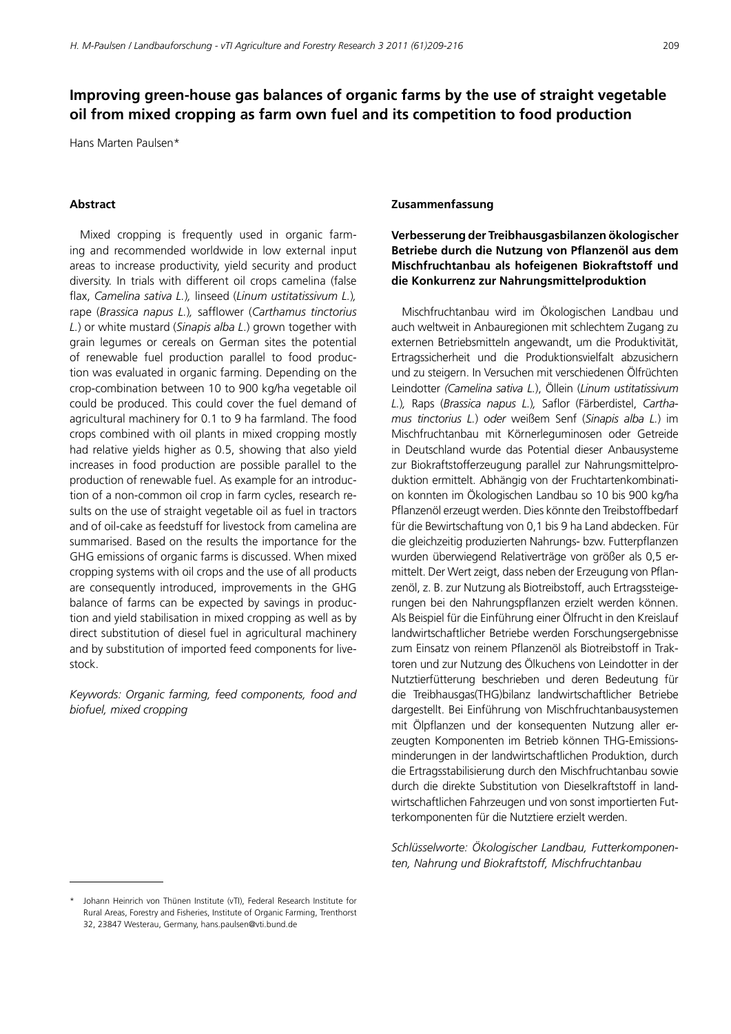# Improving green-house gas balances of organic farms by the use of straight vegetable oil from mixed cropping as farm own fuel and its competition to food production

Hans Marten Paulsen*

## Abstract

Mixed cropping is frequently used in organic farming and recommended worldwide in low external input areas to increase productivity, yield security and product diversity. In trials with different oil crops camelina (false flax, *Camelina sativa L.*), linseed (*Linum ustitatissivum L.*), rape (*Brassica napus L.*), safflower (*Carthamus tinctorius L.*) or white mustard (*Sinapis alba L.*) grown together with grain legumes or cereals on German sites the potential of renewable fuel production parallel to food production was evaluated in organic farming. Depending on the crop-combination between 10 to 900 kg/ha vegetable oil could be produced. This could cover the fuel demand of agricultural machinery for 0.1 to 9 ha farmland. The food crops combined with oil plants in mixed cropping mostly had relative yields higher as 0.5, showing that also yield increases in food production are possible parallel to the production of renewable fuel. As example for an introduction of a non-common oil crop in farm cycles, research results on the use of straight vegetable oil as fuel in tractors and of oil-cake as feedstuff for livestock from camelina are summarised. Based on the results the importance for the GHG emissions of organic farms is discussed. When mixed cropping systems with oil crops and the use of all products are consequently introduced, improvements in the GHG balance of farms can be expected by savings in production and yield stabilisation in mixed cropping as well as by direct substitution of diesel fuel in agricultural machinery and by substitution of imported feed components for livestock.

*Keywords: Organic farming, feed components, food and biofuel, mixed cropping*

## Zusammenfassung

**Verbesserung der Treibhausgasbilanzen ökologischer Betriebe durch die Nutzung von Pflanzenöl aus dem Mischfruchtanbau als hofeigenen Biokraftstoff und die Konkurrenz zur Nahrungsmittelproduktion**

Mischfruchtanbau wird im Ökologischen Landbau und auch weltweit in Anbauregionen mit schlechtem Zugang zu externen Betriebsmitteln angewandt, um die Produktivität, Ertragssicherheit und die Produktionsvielfalt abzusichern und zu steigern. In Versuchen mit verschiedenen Ölfrüchten Leindotter *(Camelina sativa L.)*, Öllein (*Linum ustitatissivum L.*), Raps (*Brassica napus L.*), Saflor (Färberdistel, *Carthamus tinctorius L.*) *oder* weißem Senf (*Sinapis alba L.*) im Mischfruchtanbau mit Körnerleguminosen oder Getreide in Deutschland wurde das Potential dieser Anbausysteme zur Biokraftstofferzeugung parallel zur Nahrungsmittelproduktion ermittelt. Abhängig von der Fruchtartenkombination konnten im Ökologischen Landbau so 10 bis 900 kg/ha Pflanzenöl erzeugt werden. Dies könnte den Treibstoffbedarf für die Bewirtschaftung von 0,1 bis 9 ha Land abdecken. Für die gleichzeitig produzierten Nahrungs- bzw. Futterpflanzen wurden überwiegend Relativerträge von größer als 0,5 ermittelt. Der Wert zeigt, dass neben der Erzeugung von Pflanzenöl, z. B. zur Nutzung als Biotreibstoff, auch Ertragssteigerungen bei den Nahrungspflanzen erzielt werden können. Als Beispiel für die Einführung einer Ölfrucht in den Kreislauf landwirtschaftlicher Betriebe werden Forschungsergebnisse zum Einsatz von reinem Pflanzenöl als Biotreibstoff in Traktoren und zur Nutzung des Ölkuchens von Leindotter in der Nutztierfütterung beschrieben und deren Bedeutung für die Treibhausgas(THG)bilanz landwirtschaftlicher Betriebe dargestellt. Bei Einführung von Mischfruchtanbausystemen mit Ölpflanzen und der konsequenten Nutzung aller erzeugten Komponenten im Betrieb können THG-Emissionsminderungen in der landwirtschaftlichen Produktion, durch die Ertragsstabilisierung durch den Mischfruchtanbau sowie durch die direkte Substitution von Dieselkraftstoff in landwirtschaftlichen Fahrzeugen und von sonst importierten Futterkomponenten für die Nutztiere erzielt werden.

*Schlüsselworte: Ökologischer Landbau, Futterkomponenten, Nahrung und Biokraftstoff, Mischfruchtanbau*

---

\* Johann Heinrich von Thünen Institute (vTI), Federal Research Institute for Rural Areas, Forestry and Fisheries, Institute of Organic Farming, Trenthorst 32, 23847 Westerau, Germany, hans.paulsen@vti.bund.de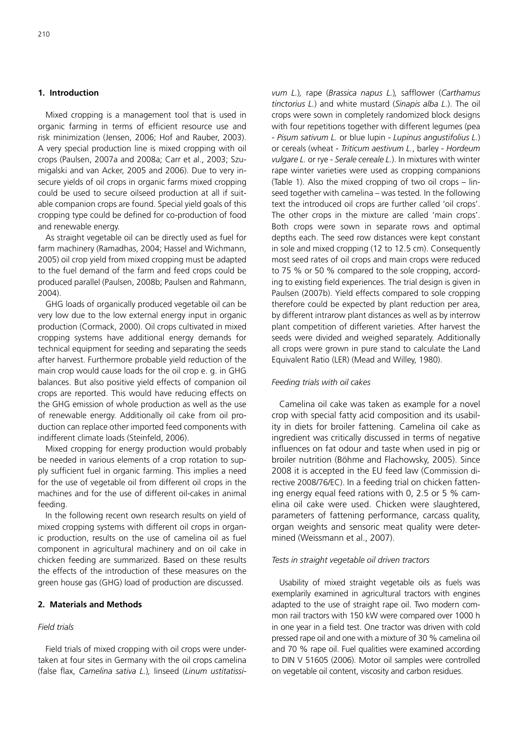## 1. Introduction

Mixed cropping is a management tool that is used in organic farming in terms of efficient resource use and risk minimization (Jensen, 2006; Hof and Rauber, 2003). A very special production line is mixed cropping with oil crops (Paulsen, 2007a and 2008a; Carr et al., 2003; Szumigalski and van Acker, 2005 and 2006). Due to very insecure yields of oil crops in organic farms mixed cropping could be used to secure oilseed production at all if suitable companion crops are found. Special yield goals of this cropping type could be defined for co-production of food and renewable energy.

As straight vegetable oil can be directly used as fuel for farm machinery (Ramadhas, 2004; Hassel and Wichmann, 2005) oil crop yield from mixed cropping must be adapted to the fuel demand of the farm and feed crops could be produced parallel (Paulsen, 2008b; Paulsen and Rahmann, 2004).

GHG loads of organically produced vegetable oil can be very low due to the low external energy input in organic production (Cormack, 2000). Oil crops cultivated in mixed cropping systems have additional energy demands for technical equipment for seeding and separating the seeds after harvest. Furthermore probable yield reduction of the main crop would cause loads for the oil crop e. g. in GHG balances. But also positive yield effects of companion oil crops are reported. This would have reducing effects on the GHG emission of whole production as well as the use of renewable energy. Additionally oil cake from oil production can replace other imported feed components with indifferent climate loads (Steinfeld, 2006).

Mixed cropping for energy production would probably be needed in various elements of a crop rotation to supply sufficient fuel in organic farming. This implies a need for the use of vegetable oil from different oil crops in the machines and for the use of different oil-cakes in animal feeding.

In the following recent own research results on yield of mixed cropping systems with different oil crops in organic production, results on the use of camelina oil as fuel component in agricultural machinery and on oil cake in chicken feeding are summarized. Based on these results the effects of the introduction of these measures on the green house gas (GHG) load of production are discussed.

## 2. Materials and Methods

### *Field trials*

Field trials of mixed cropping with oil crops were undertaken at four sites in Germany with the oil crops camelina (false flax, *Camelina sativa L.*), linseed (*Linum ustitatissivum L.*), rape (*Brassica napus L.*), safflower (*Carthamus tinctorius L.*) and white mustard (*Sinapis alba L.*). The oil crops were sown in completely randomized block designs with four repetitions together with different legumes (pea - *Pisum sativum L.* or blue lupin - *Lupinus angustifolius L.*) or cereals (wheat - *Triticum aestivum L.*, barley - *Hordeum vulgare L.* or rye - *Serale cereale L.*). In mixtures with winter rape winter varieties were used as cropping companions (Table 1). Also the mixed cropping of two oil crops – linseed together with camelina – was tested. In the following text the introduced oil crops are further called 'oil crops'. The other crops in the mixture are called 'main crops'. Both crops were sown in separate rows and optimal depths each. The seed row distances were kept constant in sole and mixed cropping (12 to 12.5 cm). Consequently most seed rates of oil crops and main crops were reduced to 75 % or 50 % compared to the sole cropping, according to existing field experiences. The trial design is given in Paulsen (2007b). Yield effects compared to sole cropping therefore could be expected by plant reduction per area, by different intrarow plant distances as well as by interrow plant competition of different varieties. After harvest the seeds were divided and weighed separately. Additionally all crops were grown in pure stand to calculate the Land Equivalent Ratio (LER) (Mead and Willey, 1980).

### *Feeding trials with oil cakes*

Camelina oil cake was taken as example for a novel crop with special fatty acid composition and its usability in diets for broiler fattening. Camelina oil cake as ingredient was critically discussed in terms of negative influences on fat odour and taste when used in pig or broiler nutrition (Böhme and Flachowsky, 2005). Since 2008 it is accepted in the EU feed law (Commission directive 2008/76/EC). In a feeding trial on chicken fattening energy equal feed rations with 0, 2.5 or 5 % camelina oil cake were used. Chicken were slaughtered, parameters of fattening performance, carcass quality, organ weights and sensoric meat quality were determined (Weissmann et al., 2007).

### *Tests in straight vegetable oil driven tractors*

Usability of mixed straight vegetable oils as fuels was exemplarily examined in agricultural tractors with engines adapted to the use of straight rape oil. Two modern common rail tractors with 150 kW were compared over 1000 h in one year in a field test. One tractor was driven with cold pressed rape oil and one with a mixture of 30 % camelina oil and 70 % rape oil. Fuel qualities were examined according to DIN V 51605 (2006). Motor oil samples were controlled on vegetable oil content, viscosity and carbon residues.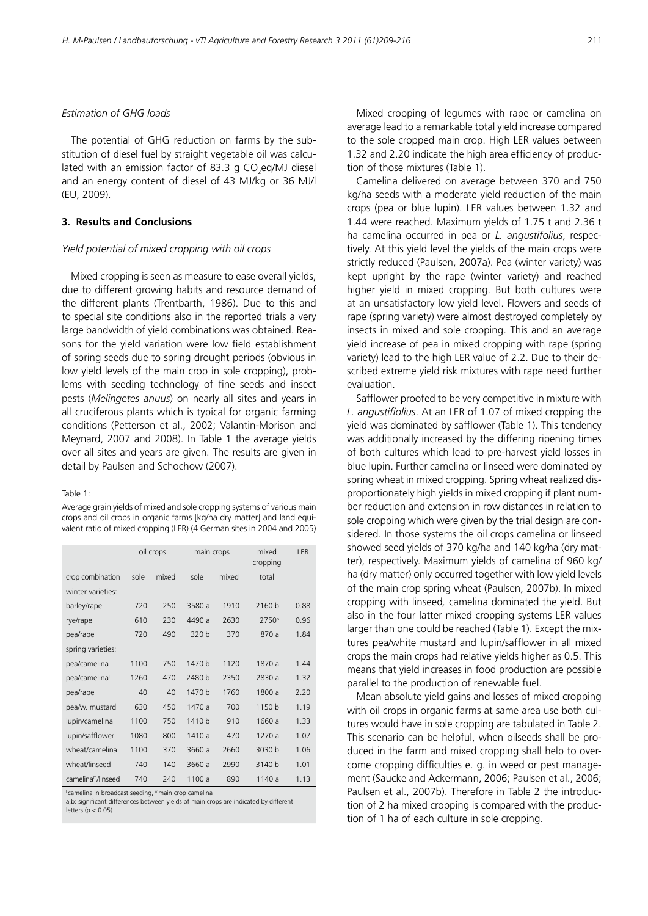*Estimation of GHG loads*

The potential of GHG reduction on farms by the substitution of diesel fuel by straight vegetable oil was calculated with an emission factor of 83.3 g $CO_2$eq/MJ diesel and an energy content of diesel of 43 MJ/kg or 36 MJ/l (EU, 2009).

## 3. Results and Conclusions

*Yield potential of mixed cropping with oil crops*

Mixed cropping is seen as measure to ease overall yields, due to different growing habits and resource demand of the different plants (Trentbarth, 1986). Due to this and to special site conditions also in the reported trials a very large bandwidth of yield combinations was obtained. Reasons for the yield variation were low field establishment of spring seeds due to spring drought periods (obvious in low yield levels of the main crop in sole cropping), problems with seeding technology of fine seeds and insect pests (*Melingetes anuus*) on nearly all sites and years in all cruciferous plants which is typical for organic farming conditions (Petterson et al., 2002; Valantin-Morison and Meynard, 2007 and 2008). In Table 1 the average yields over all sites and years are given. The results are given in detail by Paulsen and Schochow (2007).

Table 1:

Average grain yields of mixed and sole cropping systems of various main crops and oil crops in organic farms [kg/ha dry matter] and land equivalent ratio of mixed cropping (LER) (4 German sites in 2004 and 2005)

| | oil crops | | main crops | | mixed cropping | LER |
|---|---|---|---|---|---|---|
| crop combination | sole | mixed | sole | mixed | total | |
| winter varieties: | | | | | | |
| barley/rape | 720 | 250 | 3580 a | 1910 | 2160 b | 0.88 |
| rye/rape | 610 | 230 | 4490 a | 2630 | 2750[b] | 0.96 |
| pea/rape | 720 | 490 | 320 b | 370 | 870 a | 1.84 |
| spring varieties: | | | | | | |
| pea/camelina | 1100 | 750 | 1470 b | 1120 | 1870 a | 1.44 |
| pea/camelina[l] | 1260 | 470 | 2480 b | 2350 | 2830 a | 1.32 |
| pea/rape | 40 | 40 | 1470 b | 1760 | 1800 a | 2.20 |
| pea/w. mustard | 630 | 450 | 1470 a | 700 | 1150 b | 1.19 |
| lupin/camelina | 1100 | 750 | 1410 b | 910 | 1660 a | 1.33 |
| lupin/safflower | 1080 | 800 | 1410 a | 470 | 1270 a | 1.07 |
| wheat/camelina | 1100 | 370 | 3660 a | 2660 | 3030 b | 1.06 |
| wheat/linseed | 740 | 140 | 3660 a | 2990 | 3140 b | 1.01 |
| camelina[m]/linseed | 740 | 240 | 1100 a | 890 | 1140 a | 1.13 |

[l] camelina in broadcast seeding, [m] main crop camelina

a,b: significant differences between yields of main crops are indicated by different letters ($p < 0.05$)

Mixed cropping of legumes with rape or camelina on average lead to a remarkable total yield increase compared to the sole cropped main crop. High LER values between 1.32 and 2.20 indicate the high area efficiency of production of those mixtures (Table 1).

Camelina delivered on average between 370 and 750 kg/ha seeds with a moderate yield reduction of the main crops (pea or blue lupin). LER values between 1.32 and 1.44 were reached. Maximum yields of 1.75 t and 2.36 t ha camelina occurred in pea or *L. angustifolius*, respectively. At this yield level the yields of the main crops were strictly reduced (Paulsen, 2007a). Pea (winter variety) was kept upright by the rape (winter variety) and reached higher yield in mixed cropping. But both cultures were at an unsatisfactory low yield level. Flowers and seeds of rape (spring variety) were almost destroyed completely by insects in mixed and sole cropping. This and an average yield increase of pea in mixed cropping with rape (spring variety) lead to the high LER value of 2.2. Due to their described extreme yield risk mixtures with rape need further evaluation.

Safflower proofed to be very competitive in mixture with *L. angustifiolius*. At an LER of 1.07 of mixed cropping the yield was dominated by safflower (Table 1). This tendency was additionally increased by the differing ripening times of both cultures which lead to pre-harvest yield losses in blue lupin. Further camelina or linseed were dominated by spring wheat in mixed cropping. Spring wheat realized disproportionately high yields in mixed cropping if plant number reduction and extension in row distances in relation to sole cropping which were given by the trial design are considered. In those systems the oil crops camelina or linseed showed seed yields of 370 kg/ha and 140 kg/ha (dry matter), respectively. Maximum yields of camelina of 960 kg/ha (dry matter) only occurred together with low yield levels of the main crop spring wheat (Paulsen, 2007b). In mixed cropping with linseed, camelina dominated the yield. But also in the four latter mixed cropping systems LER values larger than one could be reached (Table 1). Except the mixtures pea/white mustard and lupin/safflower in all mixed crops the main crops had relative yields higher as 0.5. This means that yield increases in food production are possible parallel to the production of renewable fuel.

Mean absolute yield gains and losses of mixed cropping with oil crops in organic farms at same area use both cultures would have in sole cropping are tabulated in Table 2. This scenario can be helpful, when oilseeds shall be produced in the farm and mixed cropping shall help to overcome cropping difficulties e. g. in weed or pest management (Saucke and Ackermann, 2006; Paulsen et al., 2006; Paulsen et al., 2007b). Therefore in Table 2 the introduction of 2 ha mixed cropping is compared with the production of 1 ha of each culture in sole cropping.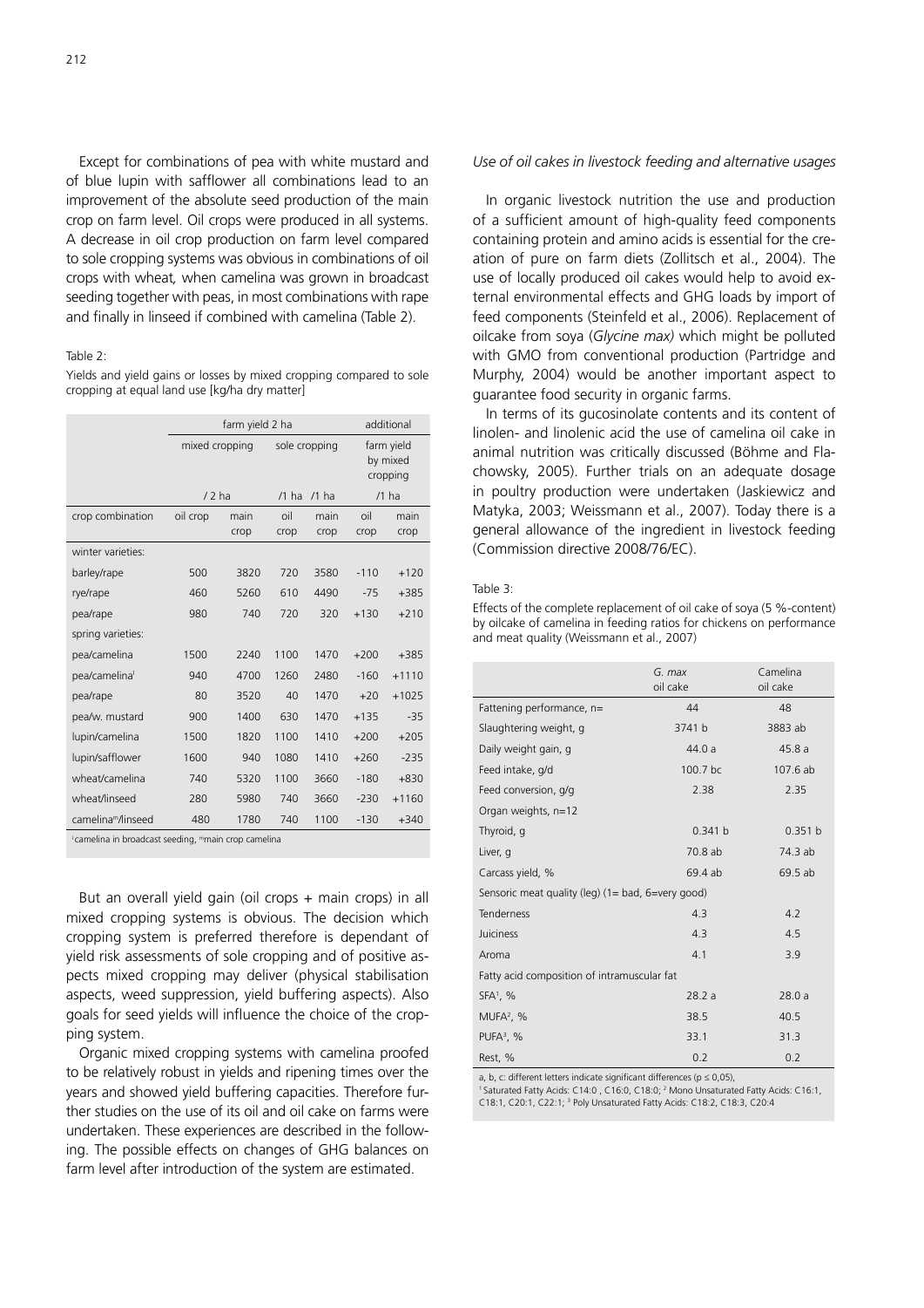Except for combinations of pea with white mustard and of blue lupin with safflower all combinations lead to an improvement of the absolute seed production of the main crop on farm level. Oil crops were produced in all systems. A decrease in oil crop production on farm level compared to sole cropping systems was obvious in combinations of oil crops with wheat, when camelina was grown in broadcast seeding together with peas, in most combinations with rape and finally in linseed if combined with camelina (Table 2).

Table 2:

Yields and yield gains or losses by mixed cropping compared to sole cropping at equal land use [kg/ha dry matter]

| | farm yield 2 ha | | | | additional | |
|---|---|---|---|---|---|---|
| | mixed cropping | | sole cropping | | farm yield by mixed cropping | |
| | / 2 ha | | /1 ha | /1 ha | /1 ha | |
| crop combination | oil crop | main crop | oil crop | main crop | oil crop | main crop |
| winter varieties: | | | | | | |
| barley/rape | 500 | 3820 | 720 | 3580 | -110 | +120 |
| rye/rape | 460 | 5260 | 610 | 4490 | -75 | +385 |
| pea/rape | 980 | 740 | 720 | 320 | +130 | +210 |
| spring varieties: | | | | | | |
| pea/camelina | 1500 | 2240 | 1100 | 1470 | +200 | +385 |
| pea/camelina[i] | 940 | 4700 | 1260 | 2480 | -160 | +1110 |
| pea/rape | 80 | 3520 | 40 | 1470 | +20 | +1025 |
| pea/w. mustard | 900 | 1400 | 630 | 1470 | +135 | -35 |
| lupin/camelina | 1500 | 1820 | 1100 | 1410 | +200 | +205 |
| lupin/safflower | 1600 | 940 | 1080 | 1410 | +260 | -235 |
| wheat/camelina | 740 | 5320 | 1100 | 3660 | -180 | +830 |
| wheat/linseed | 280 | 5980 | 740 | 3660 | -230 | +1160 |
| camelina[m]/linseed | 480 | 1780 | 740 | 1100 | -130 | +340 |

[i]camelina in broadcast seeding, [m]main crop camelina

But an overall yield gain (oil crops + main crops) in all mixed cropping systems is obvious. The decision which cropping system is preferred therefore is dependant of yield risk assessments of sole cropping and of positive aspects mixed cropping may deliver (physical stabilisation aspects, weed suppression, yield buffering aspects). Also goals for seed yields will influence the choice of the cropping system.

Organic mixed cropping systems with camelina proofed to be relatively robust in yields and ripening times over the years and showed yield buffering capacities. Therefore further studies on the use of its oil and oil cake on farms were undertaken. These experiences are described in the following. The possible effects on changes of GHG balances on farm level after introduction of the system are estimated.

*Use of oil cakes in livestock feeding and alternative usages*

In organic livestock nutrition the use and production of a sufficient amount of high-quality feed components containing protein and amino acids is essential for the creation of pure on farm diets (Zollitsch et al., 2004). The use of locally produced oil cakes would help to avoid external environmental effects and GHG loads by import of feed components (Steinfeld et al., 2006). Replacement of oilcake from soya (*Glycine max)* which might be polluted with GMO from conventional production (Partridge and Murphy, 2004) would be another important aspect to guarantee food security in organic farms.

In terms of its gucosinolate contents and its content of linolen- and linolenic acid the use of camelina oil cake in animal nutrition was critically discussed (Böhme and Flachowsky, 2005). Further trials on an adequate dosage in poultry production were undertaken (Jaskiewicz and Matyka, 2003; Weissmann et al., 2007). Today there is a general allowance of the ingredient in livestock feeding (Commission directive 2008/76/EC).

Table 3:

Effects of the complete replacement of oil cake of soya (5 %-content) by oilcake of camelina in feeding ratios for chickens on performance and meat quality (Weissmann et al., 2007)

| | *G. max* oil cake | Camelina oil cake |
|---|---|---|
| Fattening performance, n= | 44 | 48 |
| Slaughtering weight, g | 3741 b | 3883 ab |
| Daily weight gain, g | 44.0 a | 45.8 a |
| Feed intake, g/d | 100.7 bc | 107.6 ab |
| Feed conversion, g/g | 2.38 | 2.35 |
| Organ weights, n=12 | | |
| Thyroid, g | 0.341 b | 0.351 b |
| Liver, g | 70.8 ab | 74.3 ab |
| Carcass yield, % | 69.4 ab | 69.5 ab |
| Sensoric meat quality (leg) (1= bad, 6=very good) | | |
| Tenderness | 4.3 | 4.2 |
| Juiciness | 4.3 | 4.5 |
| Aroma | 4.1 | 3.9 |
| Fatty acid composition of intramuscular fat | | |
| SFA[1], % | 28.2 a | 28.0 a |
| MUFA[2], % | 38.5 | 40.5 |
| PUFA[3], % | 33.1 | 31.3 |
| Rest, % | 0.2 | 0.2 |

a, b, c: different letters indicate significant differences ($p \leq 0{,}05$),
[1] Saturated Fatty Acids: C14:0 , C16:0, C18:0; [2] Mono Unsaturated Fatty Acids: C16:1, C18:1, C20:1, C22:1; [3] Poly Unsaturated Fatty Acids: C18:2, C18:3, C20:4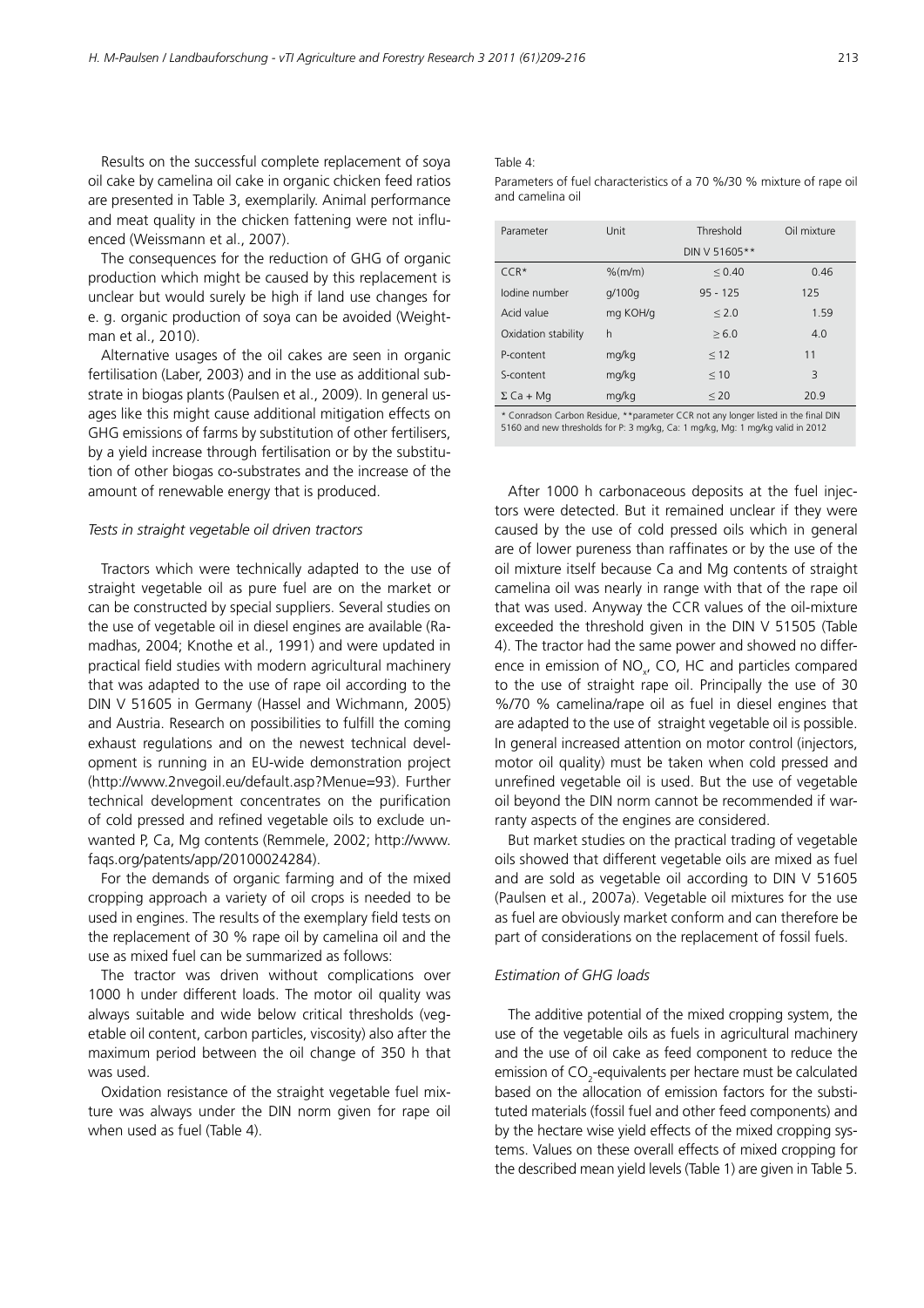Results on the successful complete replacement of soya oil cake by camelina oil cake in organic chicken feed ratios are presented in Table 3, exemplarily. Animal performance and meat quality in the chicken fattening were not influenced (Weissmann et al., 2007).

The consequences for the reduction of GHG of organic production which might be caused by this replacement is unclear but would surely be high if land use changes for e. g. organic production of soya can be avoided (Weightman et al., 2010).

Alternative usages of the oil cakes are seen in organic fertilisation (Laber, 2003) and in the use as additional substrate in biogas plants (Paulsen et al., 2009). In general usages like this might cause additional mitigation effects on GHG emissions of farms by substitution of other fertilisers, by a yield increase through fertilisation or by the substitution of other biogas co-substrates and the increase of the amount of renewable energy that is produced.

*Tests in straight vegetable oil driven tractors*

Tractors which were technically adapted to the use of straight vegetable oil as pure fuel are on the market or can be constructed by special suppliers. Several studies on the use of vegetable oil in diesel engines are available (Ramadhas, 2004; Knothe et al., 1991) and were updated in practical field studies with modern agricultural machinery that was adapted to the use of rape oil according to the DIN V 51605 in Germany (Hassel and Wichmann, 2005) and Austria. Research on possibilities to fulfill the coming exhaust regulations and on the newest technical development is running in an EU-wide demonstration project (http://www.2nvegoil.eu/default.asp?Menue=93). Further technical development concentrates on the purification of cold pressed and refined vegetable oils to exclude unwanted P, Ca, Mg contents (Remmele, 2002; http://www.faqs.org/patents/app/20100024284).

For the demands of organic farming and of the mixed cropping approach a variety of oil crops is needed to be used in engines. The results of the exemplary field tests on the replacement of 30 % rape oil by camelina oil and the use as mixed fuel can be summarized as follows:

The tractor was driven without complications over 1000 h under different loads. The motor oil quality was always suitable and wide below critical thresholds (vegetable oil content, carbon particles, viscosity) also after the maximum period between the oil change of 350 h that was used.

Oxidation resistance of the straight vegetable fuel mixture was always under the DIN norm given for rape oil when used as fuel (Table 4).

Table 4:
Parameters of fuel characteristics of a 70 %/30 % mixture of rape oil and camelina oil

| Parameter | Unit | Threshold DIN V 51605** | Oil mixture |
|---|---|---|---|
| CCR* | %(m/m) | ≤ 0.40 | 0.46 |
| Iodine number | g/100g | 95 - 125 | 125 |
| Acid value | mg KOH/g | ≤ 2.0 | 1.59 |
| Oxidation stability | h | ≥ 6.0 | 4.0 |
| P-content | mg/kg | ≤ 12 | 11 |
| S-content | mg/kg | ≤ 10 | 3 |
| Σ Ca + Mg | mg/kg | ≤ 20 | 20.9 |

\* Conradson Carbon Residue, **parameter CCR not any longer listed in the final DIN 5160 and new thresholds for P: 3 mg/kg, Ca: 1 mg/kg, Mg: 1 mg/kg valid in 2012

After 1000 h carbonaceous deposits at the fuel injectors were detected. But it remained unclear if they were caused by the use of cold pressed oils which in general are of lower pureness than raffinates or by the use of the oil mixture itself because Ca and Mg contents of straight camelina oil was nearly in range with that of the rape oil that was used. Anyway the CCR values of the oil-mixture exceeded the threshold given in the DIN V 51505 (Table 4). The tractor had the same power and showed no difference in emission of $NO_x$, CO, HC and particles compared to the use of straight rape oil. Principally the use of 30 %/70 % camelina/rape oil as fuel in diesel engines that are adapted to the use of straight vegetable oil is possible. In general increased attention on motor control (injectors, motor oil quality) must be taken when cold pressed and unrefined vegetable oil is used. But the use of vegetable oil beyond the DIN norm cannot be recommended if warranty aspects of the engines are considered.

But market studies on the practical trading of vegetable oils showed that different vegetable oils are mixed as fuel and are sold as vegetable oil according to DIN V 51605 (Paulsen et al., 2007a). Vegetable oil mixtures for the use as fuel are obviously market conform and can therefore be part of considerations on the replacement of fossil fuels.

*Estimation of GHG loads*

The additive potential of the mixed cropping system, the use of the vegetable oils as fuels in agricultural machinery and the use of oil cake as feed component to reduce the emission of $CO_2$-equivalents per hectare must be calculated based on the allocation of emission factors for the substituted materials (fossil fuel and other feed components) and by the hectare wise yield effects of the mixed cropping systems. Values on these overall effects of mixed cropping for the described mean yield levels (Table 1) are given in Table 5.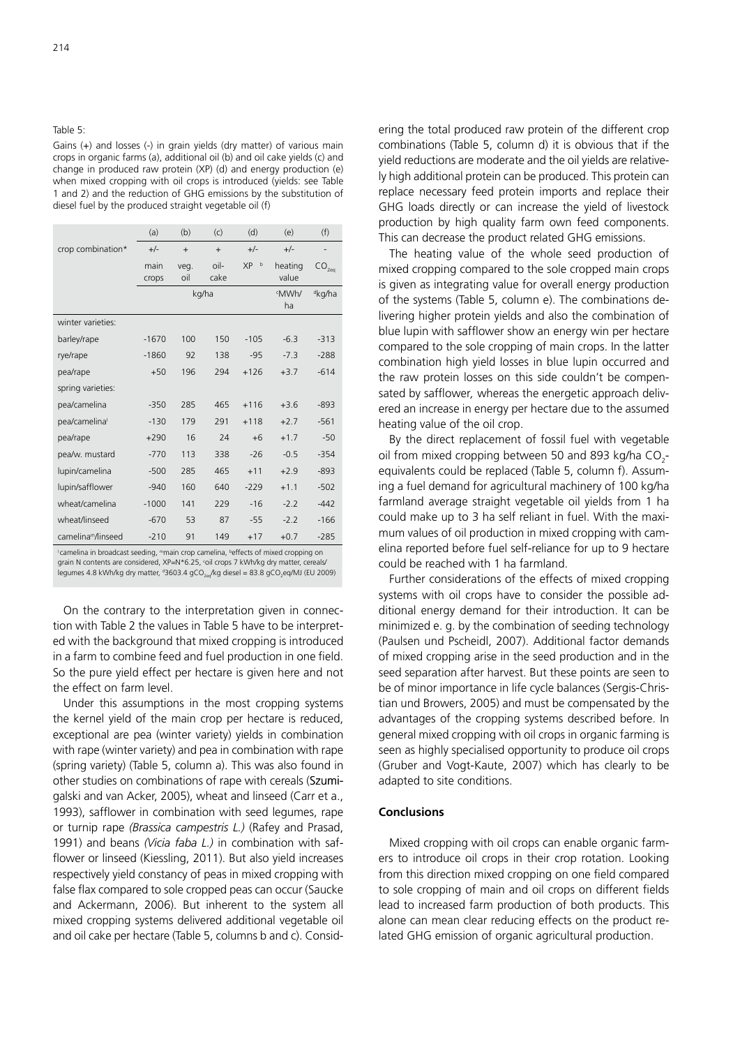Table 5:

Gains (+) and losses (-) in grain yields (dry matter) of various main crops in organic farms (a), additional oil (b) and oil cake yields (c) and change in produced raw protein (XP) (d) and energy production (e) when mixed cropping with oil crops is introduced (yields: see Table 1 and 2) and the reduction of GHG emissions by the substitution of diesel fuel by the produced straight vegetable oil (f)

| | (a) | (b) | (c) | (d) | (e) | (f) |
|---|---|---|---|---|---|---|
| crop combination* | +/- | + | + | +/- | +/- | - |
| | main crops | veg. oil | oil-cake | XP [b] | heating value | $CO_{2eq}$ |
| | kg/ha | | | | [c]MWh/ha | [d]kg/ha |
| winter varieties: | | | | | | |
| barley/rape | -1670 | 100 | 150 | -105 | -6.3 | -313 |
| rye/rape | -1860 | 92 | 138 | -95 | -7.3 | -288 |
| pea/rape | +50 | 196 | 294 | +126 | +3.7 | -614 |
| spring varieties: | | | | | | |
| pea/camelina | -350 | 285 | 465 | +116 | +3.6 | -893 |
| pea/camelina[i] | -130 | 179 | 291 | +118 | +2.7 | -561 |
| pea/rape | +290 | 16 | 24 | +6 | +1.7 | -50 |
| pea/w. mustard | -770 | 113 | 338 | -26 | -0.5 | -354 |
| lupin/camelina | -500 | 285 | 465 | +11 | +2.9 | -893 |
| lupin/safflower | -940 | 160 | 640 | -229 | +1.1 | -502 |
| wheat/camelina | -1000 | 141 | 229 | -16 | -2.2 | -442 |
| wheat/linseed | -670 | 53 | 87 | -55 | -2.2 | -166 |
| camelina[m]/linseed | -210 | 91 | 149 | +17 | +0.7 | -285 |

[i]camelina in broadcast seeding, [m]main crop camelina, [b]effects of mixed cropping on grain N contents are considered, XP=N*6.25, [c]oil crops 7 kWh/kg dry matter, cereals/legumes 4.8 kWh/kg dry matter, [d]3603.4 g$CO_{2eq}$/kg diesel = 83.8 g$CO_2$eq/MJ (EU 2009)

On the contrary to the interpretation given in connection with Table 2 the values in Table 5 have to be interpreted with the background that mixed cropping is introduced in a farm to combine feed and fuel production in one field. So the pure yield effect per hectare is given here and not the effect on farm level.

Under this assumptions in the most cropping systems the kernel yield of the main crop per hectare is reduced, exceptional are pea (winter variety) yields in combination with rape (winter variety) and pea in combination with rape (spring variety) (Table 5, column a). This was also found in other studies on combinations of rape with cereals (Szumigalski and van Acker, 2005), wheat and linseed (Carr et a., 1993), safflower in combination with seed legumes, rape or turnip rape *(Brassica campestris L.)* (Rafey and Prasad, 1991) and beans *(Vicia faba L.)* in combination with safflower or linseed (Kiessling, 2011). But also yield increases respectively yield constancy of peas in mixed cropping with false flax compared to sole cropped peas can occur (Saucke and Ackermann, 2006). But inherent to the system all mixed cropping systems delivered additional vegetable oil and oil cake per hectare (Table 5, columns b and c). Considering the total produced raw protein of the different crop combinations (Table 5, column d) it is obvious that if the yield reductions are moderate and the oil yields are relatively high additional protein can be produced. This protein can replace necessary feed protein imports and replace their GHG loads directly or can increase the yield of livestock production by high quality farm own feed components. This can decrease the product related GHG emissions.

The heating value of the whole seed production of mixed cropping compared to the sole cropped main crops is given as integrating value for overall energy production of the systems (Table 5, column e). The combinations delivering higher protein yields and also the combination of blue lupin with safflower show an energy win per hectare compared to the sole cropping of main crops. In the latter combination high yield losses in blue lupin occurred and the raw protein losses on this side couldn't be compensated by safflower, whereas the energetic approach delivered an increase in energy per hectare due to the assumed heating value of the oil crop.

By the direct replacement of fossil fuel with vegetable oil from mixed cropping between 50 and 893 kg/ha $CO_2$-equivalents could be replaced (Table 5, column f). Assuming a fuel demand for agricultural machinery of 100 kg/ha farmland average straight vegetable oil yields from 1 ha could make up to 3 ha self reliant in fuel. With the maximum values of oil production in mixed cropping with camelina reported before fuel self-reliance for up to 9 hectare could be reached with 1 ha farmland.

Further considerations of the effects of mixed cropping systems with oil crops have to consider the possible additional energy demand for their introduction. It can be minimized e. g. by the combination of seeding technology (Paulsen und Pscheidl, 2007). Additional factor demands of mixed cropping arise in the seed production and in the seed separation after harvest. But these points are seen to be of minor importance in life cycle balances (Sergis-Christian und Browers, 2005) and must be compensated by the advantages of the cropping systems described before. In general mixed cropping with oil crops in organic farming is seen as highly specialised opportunity to produce oil crops (Gruber and Vogt-Kaute, 2007) which has clearly to be adapted to site conditions.

## Conclusions

Mixed cropping with oil crops can enable organic farmers to introduce oil crops in their crop rotation. Looking from this direction mixed cropping on one field compared to sole cropping of main and oil crops on different fields lead to increased farm production of both products. This alone can mean clear reducing effects on the product related GHG emission of organic agricultural production.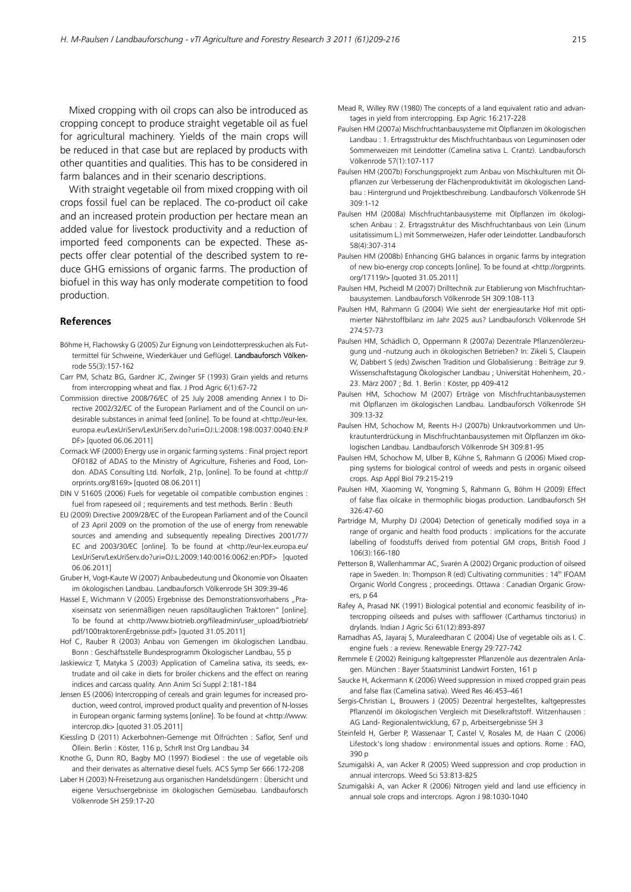Mixed cropping with oil crops can also be introduced as cropping concept to produce straight vegetable oil as fuel for agricultural machinery. Yields of the main crops will be reduced in that case but are replaced by products with other quantities and qualities. This has to be considered in farm balances and in their scenario descriptions.

With straight vegetable oil from mixed cropping with oil crops fossil fuel can be replaced. The co-product oil cake and an increased protein production per hectare mean an added value for livestock productivity and a reduction of imported feed components can be expected. These aspects offer clear potential of the described system to reduce GHG emissions of organic farms. The production of biofuel in this way has only moderate competition to food production.

## References

Böhme H, Flachowsky G (2005) Zur Eignung von Leindotterpresskuchen als Futtermittel für Schweine, Wiederkäuer und Geflügel. Landbauforsch Völkenrode 55(3):157-162

Carr PM, Schatz BG, Gardner JC, Zwinger SF (1993) Grain yields and returns from intercropping wheat and flax. J Prod Agric 6(1):67-72

Commission directive 2008/76/EC of 25 July 2008 amending Annex I to Directive 2002/32/EC of the European Parliament and of the Council on undesirable substances in animal feed [online]. To be found at <http://eur-lex.europa.eu/LexUriServ/LexUriServ.do?uri=OJ:L:2008:198:0037:0040:EN:PDF> [quoted 06.06.2011]

Cormack WF (2000) Energy use in organic farming systems : Final project report OF0182 of ADAS to the Ministry of Agriculture, Fisheries and Food, London. ADAS Consulting Ltd. Norfolk, 21p, [online]. To be found at <http://orprints.org/8169> [quoted 08.06.2011]

DIN V 51605 (2006) Fuels for vegetable oil compatible combustion engines : fuel from rapeseed oil ; requirements and test methods. Berlin : Beuth

EU (2009) Directive 2009/28/EC of the European Parliament and of the Council of 23 April 2009 on the promotion of the use of energy from renewable sources and amending and subsequently repealing Directives 2001/77/EC and 2003/30/EC [online]. To be found at <http://eur-lex.europa.eu/LexUriServ/LexUriServ.do?uri=OJ:L:2009:140:0016:0062:en:PDF> [quoted 06.06.2011]

Gruber H, Vogt-Kaute W (2007) Anbaubedeutung und Ökonomie von Ölsaaten im ökologischen Landbau. Landbauforsch Völkenrode SH 309:39-46

Hassel E, Wichmann V (2005) Ergebnisse des Demonstrationsvorhabens „Praxiseinsatz von serienmäßigen neuen rapsöltauglichen Traktoren" [online]. To be found at <http://www.biotrieb.org/fileadmin/user_upload/biotrieb/pdf/100traktorenErgebnisse.pdf> [quoted 31.05.2011]

Hof C, Rauber R (2003) Anbau von Gemengen im ökologischen Landbau. Bonn : Geschäftsstelle Bundesprogramm Ökologischer Landbau, 55 p

Jaskiewicz T, Matyka S (2003) Application of Camelina sativa, its seeds, extrudate and oil cake in diets for broiler chickens and the effect on rearing indices and carcass quality. Ann Anim Sci Suppl 2:181-184

Jensen ES (2006) Intercropping of cereals and grain legumes for increased production, weed control, improved product quality and prevention of N-losses in European organic farming systems [online]. To be found at <http://www.intercrop.dk> [quoted 31.05.2011]

Kiessling D (2011) Ackerbohnen-Gemenge mit Ölfrüchten : Saflor, Senf und Öllein. Berlin : Köster, 116 p, SchrR Inst Org Landbau 34

Knothe G, Dunn RO, Bagby MO (1997) Biodiesel : the use of vegetable oils and their derivates as alternative diesel fuels. ACS Symp Ser 666:172-208

Laber H (2003) N-Freisetzung aus organischen Handelsdüngern : Übersicht und eigene Versuchsergebnisse im ökologischen Gemüsebau. Landbauforsch Völkenrode SH 259:17-20

Mead R, Willey RW (1980) The concepts of a land equivalent ratio and advantages in yield from intercropping. Exp Agric 16:217-228

Paulsen HM (2007a) Mischfruchtanbausysteme mit Ölpflanzen im ökologischen Landbau : 1. Ertragsstruktur des Mischfruchtanbaus von Leguminosen oder Sommerweizen mit Leindotter (Camelina sativa L. Crantz). Landbauforsch Völkenrode 57(1):107-117

Paulsen HM (2007b) Forschungsprojekt zum Anbau von Mischkulturen mit Ölpflanzen zur Verbesserung der Flächenproduktivität im ökologischen Landbau : Hintergrund und Projektbeschreibung. Landbauforsch Völkenrode SH 309:1-12

Paulsen HM (2008a) Mischfruchtanbausysteme mit Ölpflanzen im ökologischen Anbau : 2. Ertragsstruktur des Mischfruchtanbaus von Lein (Linum usitatissimum L.) mit Sommerweizen, Hafer oder Leindotter. Landbauforsch 58(4):307-314

Paulsen HM (2008b) Enhancing GHG balances in organic farms by integration of new bio-energy crop concepts [online]. To be found at <http://orgprints.org/17119/> [quoted 31.05.2011]

Paulsen HM, Pscheidl M (2007) Drilltechnik zur Etablierung von Mischfruchtanbausystemen. Landbauforsch Völkenrode SH 309:108-113

Paulsen HM, Rahmann G (2004) Wie sieht der energieautarke Hof mit optimierter Nährstoffbilanz im Jahr 2025 aus? Landbauforsch Völkenrode SH 274:57-73

Paulsen HM, Schädlich O, Oppermann R (2007a) Dezentrale Pflanzenölerzeugung und -nutzung auch in ökologischen Betrieben? In: Zikeli S, Claupein W, Dabbert S (eds) Zwischen Tradition und Globalisierung : Beiträge zur 9. Wissenschaftstagung Ökologischer Landbau ; Universität Hohenheim, 20.-23. März 2007 ; Bd. 1. Berlin : Köster, pp 409-412

Paulsen HM, Schochow M (2007) Erträge von Mischfruchtanbausystemen mit Ölpflanzen im ökologischen Landbau. Landbauforsch Völkenrode SH 309:13-32

Paulsen HM, Schochow M, Reents H-J (2007b) Unkrautvorkommen und Unkrautunterdrückung in Mischfruchtanbausystemen mit Ölpflanzen im ökologischen Landbau. Landbauforsch Völkenrode SH 309:81-95

Paulsen HM, Schochow M, Ulber B, Kühne S, Rahmann G (2006) Mixed cropping systems for biological control of weeds and pests in organic oilseed crops. Asp Appl Biol 79:215-219

Paulsen HM, Xiaoming W, Yongming S, Rahmann G, Böhm H (2009) Effect of false flax oilcake in thermophilic biogas production. Landbauforsch SH 326:47-60

Partridge M, Murphy DJ (2004) Detection of genetically modified soya in a range of organic and health food products : implications for the accurate labelling of foodstuffs derived from potential GM crops, British Food J 106(3):166-180

Petterson B, Wallenhammar AC, Svarén A (2002) Organic production of oilseed rape in Sweden. In: Thompson R (ed) Cultivating communities : 14th IFOAM Organic World Congress ; proceedings. Ottawa : Canadian Organic Growers, p 64

Rafey A, Prasad NK (1991) Biological potential and economic feasibility of intercropping oilseeds and pulses with safflower (Carthamus tinctorius) in drylands. Indian J Agric Sci 61(12):893-897

Ramadhas AS, Jayaraj S, Muraleedharan C (2004) Use of vegetable oils as I. C. engine fuels : a review. Renewable Energy 29:727-742

Remmele E (2002) Reinigung kaltgepresster Pflanzenöle aus dezentralen Anlagen. München : Bayer Staatsminist Landwirt Forsten, 161 p

Saucke H, Ackermann K (2006) Weed suppression in mixed cropped grain peas and false flax (Camelina sativa). Weed Res 46:453–461

Sergis-Christian L, Brouwers J (2005) Dezentral hergestelltes, kaltgepresstes Pflanzenöl im ökologischen Vergleich mit Dieselkraftstoff. Witzenhausen : AG Land- Regionalentwicklung, 67 p, Arbeitsergebnisse SH 3

Steinfeld H, Gerber P, Wassenaar T, Castel V, Rosales M, de Haan C (2006) Lifestock's long shadow : environmental issues and options. Rome : FAO, 390 p

Szumigalski A, van Acker R (2005) Weed suppression and crop production in annual intercrops. Weed Sci 53:813-825

Szumigalski A, van Acker R (2006) Nitrogen yield and land use efficiency in annual sole crops and intercrops. Agron J 98:1030-1040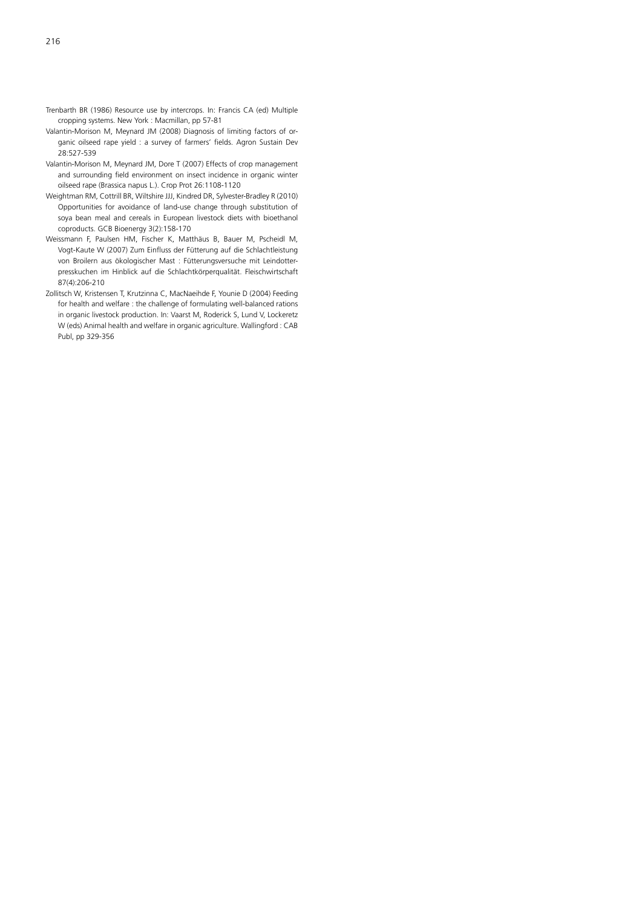Trenbarth BR (1986) Resource use by intercrops. In: Francis CA (ed) Multiple cropping systems. New York : Macmillan, pp 57-81

Valantin-Morison M, Meynard JM (2008) Diagnosis of limiting factors of organic oilseed rape yield : a survey of farmers' fields. Agron Sustain Dev 28:527-539

Valantin-Morison M, Meynard JM, Dore T (2007) Effects of crop management and surrounding field environment on insect incidence in organic winter oilseed rape (Brassica napus L.). Crop Prot 26:1108-1120

Weightman RM, Cottrill BR, Wiltshire JJJ, Kindred DR, Sylvester-Bradley R (2010) Opportunities for avoidance of land-use change through substitution of soya bean meal and cereals in European livestock diets with bioethanol coproducts. GCB Bioenergy 3(2):158-170

Weissmann F, Paulsen HM, Fischer K, Matthäus B, Bauer M, Pscheidl M, Vogt-Kaute W (2007) Zum Einfluss der Fütterung auf die Schlachtleistung von Broilern aus ökologischer Mast : Fütterungsversuche mit Leindotterpresskuchen im Hinblick auf die Schlachtkörperqualität. Fleischwirtschaft 87(4):206-210

Zollitsch W, Kristensen T, Krutzinna C, MacNaeihde F, Younie D (2004) Feeding for health and welfare : the challenge of formulating well-balanced rations in organic livestock production. In: Vaarst M, Roderick S, Lund V, Lockeretz W (eds) Animal health and welfare in organic agriculture. Wallingford : CAB Publ, pp 329-356